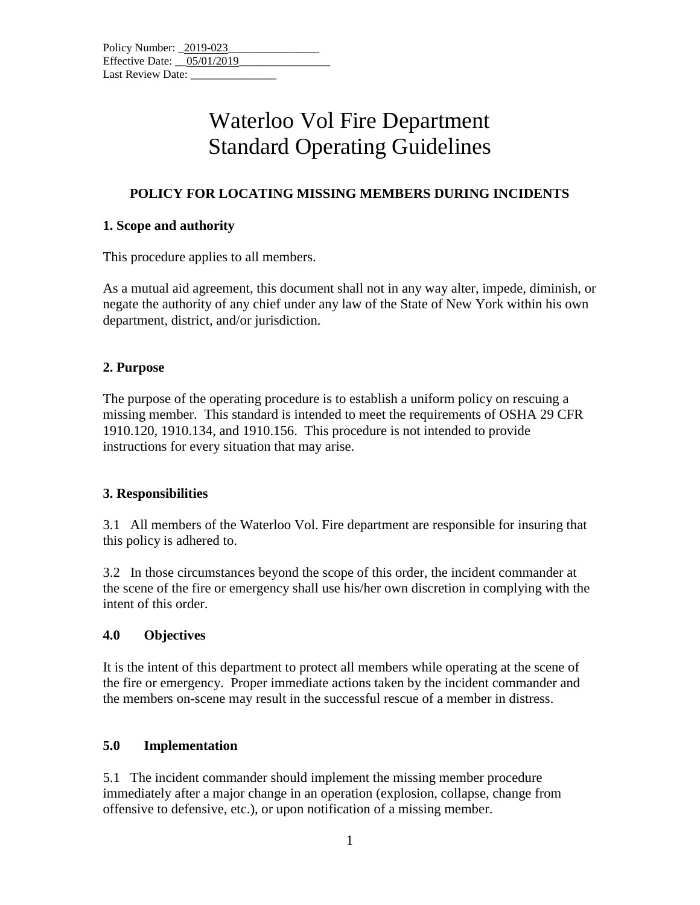Policy Number: _2019-023________________
Effective Date: __05/01/2019________________
Last Review Date: _______________

# Waterloo Vol Fire Department
# Standard Operating Guidelines

## POLICY FOR LOCATING MISSING MEMBERS DURING INCIDENTS

### 1. Scope and authority

This procedure applies to all members.

As a mutual aid agreement, this document shall not in any way alter, impede, diminish, or negate the authority of any chief under any law of the State of New York within his own department, district, and/or jurisdiction.

### 2. Purpose

The purpose of the operating procedure is to establish a uniform policy on rescuing a missing member. This standard is intended to meet the requirements of OSHA 29 CFR 1910.120, 1910.134, and 1910.156. This procedure is not intended to provide instructions for every situation that may arise.

### 3. Responsibilities

3.1 All members of the Waterloo Vol. Fire department are responsible for insuring that this policy is adhered to.

3.2 In those circumstances beyond the scope of this order, the incident commander at the scene of the fire or emergency shall use his/her own discretion in complying with the intent of this order.

### 4.0 Objectives

It is the intent of this department to protect all members while operating at the scene of the fire or emergency. Proper immediate actions taken by the incident commander and the members on-scene may result in the successful rescue of a member in distress.

### 5.0 Implementation

5.1 The incident commander should implement the missing member procedure immediately after a major change in an operation (explosion, collapse, change from offensive to defensive, etc.), or upon notification of a missing member.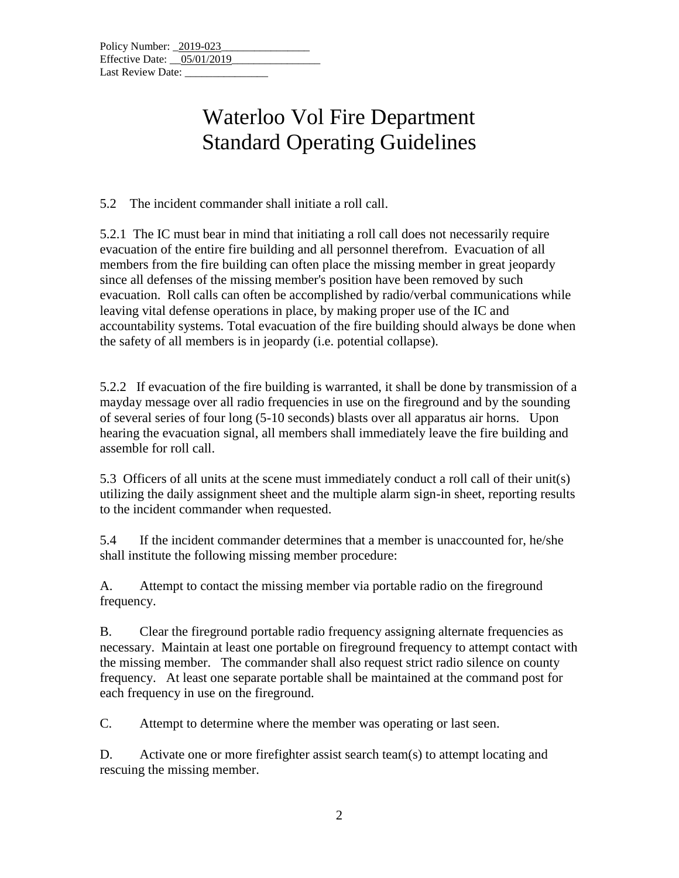Policy Number: _2019-023________________
Effective Date: __05/01/2019________________
Last Review Date: _______________

# Waterloo Vol Fire Department
# Standard Operating Guidelines

5.2 The incident commander shall initiate a roll call.

5.2.1 The IC must bear in mind that initiating a roll call does not necessarily require evacuation of the entire fire building and all personnel therefrom. Evacuation of all members from the fire building can often place the missing member in great jeopardy since all defenses of the missing member's position have been removed by such evacuation. Roll calls can often be accomplished by radio/verbal communications while leaving vital defense operations in place, by making proper use of the IC and accountability systems. Total evacuation of the fire building should always be done when the safety of all members is in jeopardy (i.e. potential collapse).

5.2.2 If evacuation of the fire building is warranted, it shall be done by transmission of a mayday message over all radio frequencies in use on the fireground and by the sounding of several series of four long (5-10 seconds) blasts over all apparatus air horns. Upon hearing the evacuation signal, all members shall immediately leave the fire building and assemble for roll call.

5.3 Officers of all units at the scene must immediately conduct a roll call of their unit(s) utilizing the daily assignment sheet and the multiple alarm sign-in sheet, reporting results to the incident commander when requested.

5.4 If the incident commander determines that a member is unaccounted for, he/she shall institute the following missing member procedure:

A. Attempt to contact the missing member via portable radio on the fireground frequency.

B. Clear the fireground portable radio frequency assigning alternate frequencies as necessary. Maintain at least one portable on fireground frequency to attempt contact with the missing member. The commander shall also request strict radio silence on county frequency. At least one separate portable shall be maintained at the command post for each frequency in use on the fireground.

C. Attempt to determine where the member was operating or last seen.

D. Activate one or more firefighter assist search team(s) to attempt locating and rescuing the missing member.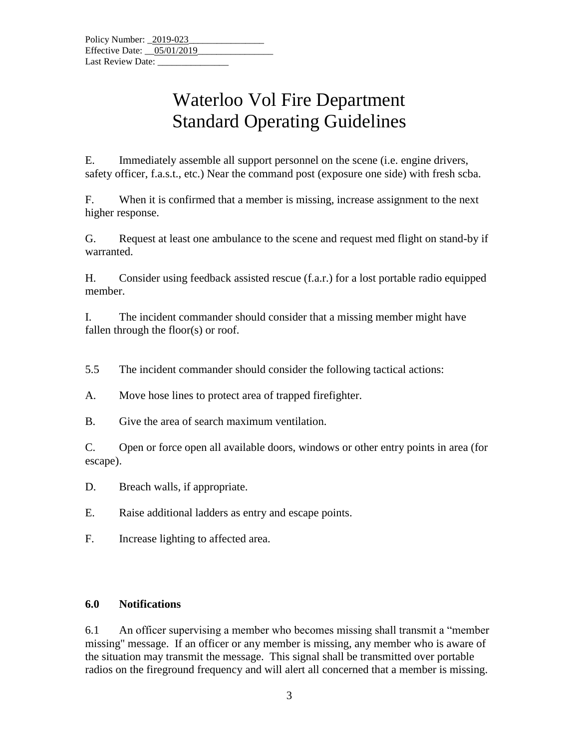Policy Number: _2019-023________________
Effective Date: __05/01/2019________________
Last Review Date: _______________

# Waterloo Vol Fire Department
# Standard Operating Guidelines

E. Immediately assemble all support personnel on the scene (i.e. engine drivers, safety officer, f.a.s.t., etc.) Near the command post (exposure one side) with fresh scba.

F. When it is confirmed that a member is missing, increase assignment to the next higher response.

G. Request at least one ambulance to the scene and request med flight on stand-by if warranted.

H. Consider using feedback assisted rescue (f.a.r.) for a lost portable radio equipped member.

I. The incident commander should consider that a missing member might have fallen through the floor(s) or roof.

5.5 The incident commander should consider the following tactical actions:

A. Move hose lines to protect area of trapped firefighter.

B. Give the area of search maximum ventilation.

C. Open or force open all available doors, windows or other entry points in area (for escape).

D. Breach walls, if appropriate.

E. Raise additional ladders as entry and escape points.

F. Increase lighting to affected area.

**6.0 Notifications**

6.1 An officer supervising a member who becomes missing shall transmit a "member missing" message. If an officer or any member is missing, any member who is aware of the situation may transmit the message. This signal shall be transmitted over portable radios on the fireground frequency and will alert all concerned that a member is missing.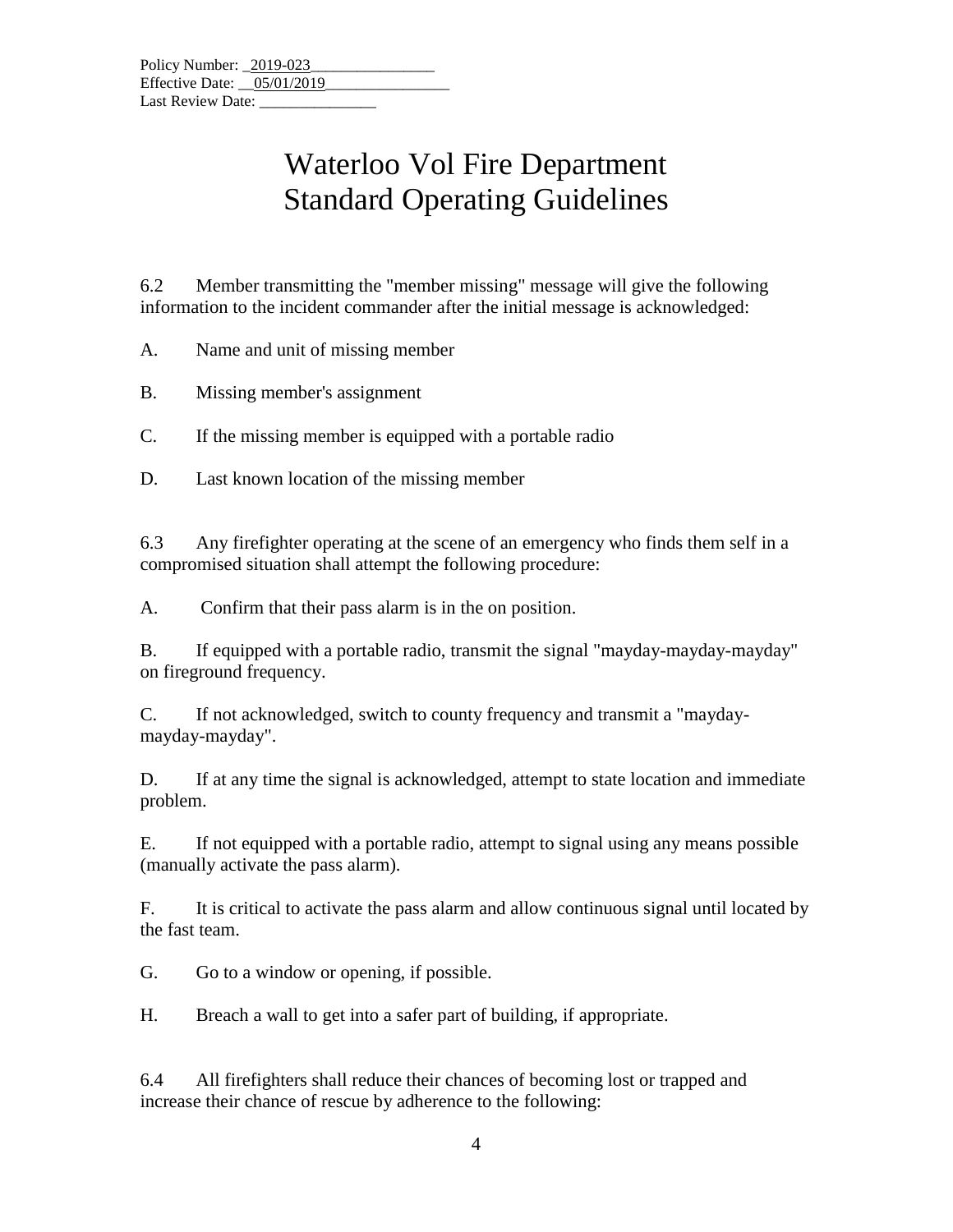Policy Number: _2019-023________________
Effective Date: __05/01/2019________________
Last Review Date: _______________

# Waterloo Vol Fire Department
# Standard Operating Guidelines

6.2 Member transmitting the "member missing" message will give the following information to the incident commander after the initial message is acknowledged:

A. Name and unit of missing member

B. Missing member's assignment

C. If the missing member is equipped with a portable radio

D. Last known location of the missing member

6.3 Any firefighter operating at the scene of an emergency who finds them self in a compromised situation shall attempt the following procedure:

A. Confirm that their pass alarm is in the on position.

B. If equipped with a portable radio, transmit the signal "mayday-mayday-mayday" on fireground frequency.

C. If not acknowledged, switch to county frequency and transmit a "mayday-mayday-mayday".

D. If at any time the signal is acknowledged, attempt to state location and immediate problem.

E. If not equipped with a portable radio, attempt to signal using any means possible (manually activate the pass alarm).

F. It is critical to activate the pass alarm and allow continuous signal until located by the fast team.

G. Go to a window or opening, if possible.

H. Breach a wall to get into a safer part of building, if appropriate.

6.4 All firefighters shall reduce their chances of becoming lost or trapped and increase their chance of rescue by adherence to the following: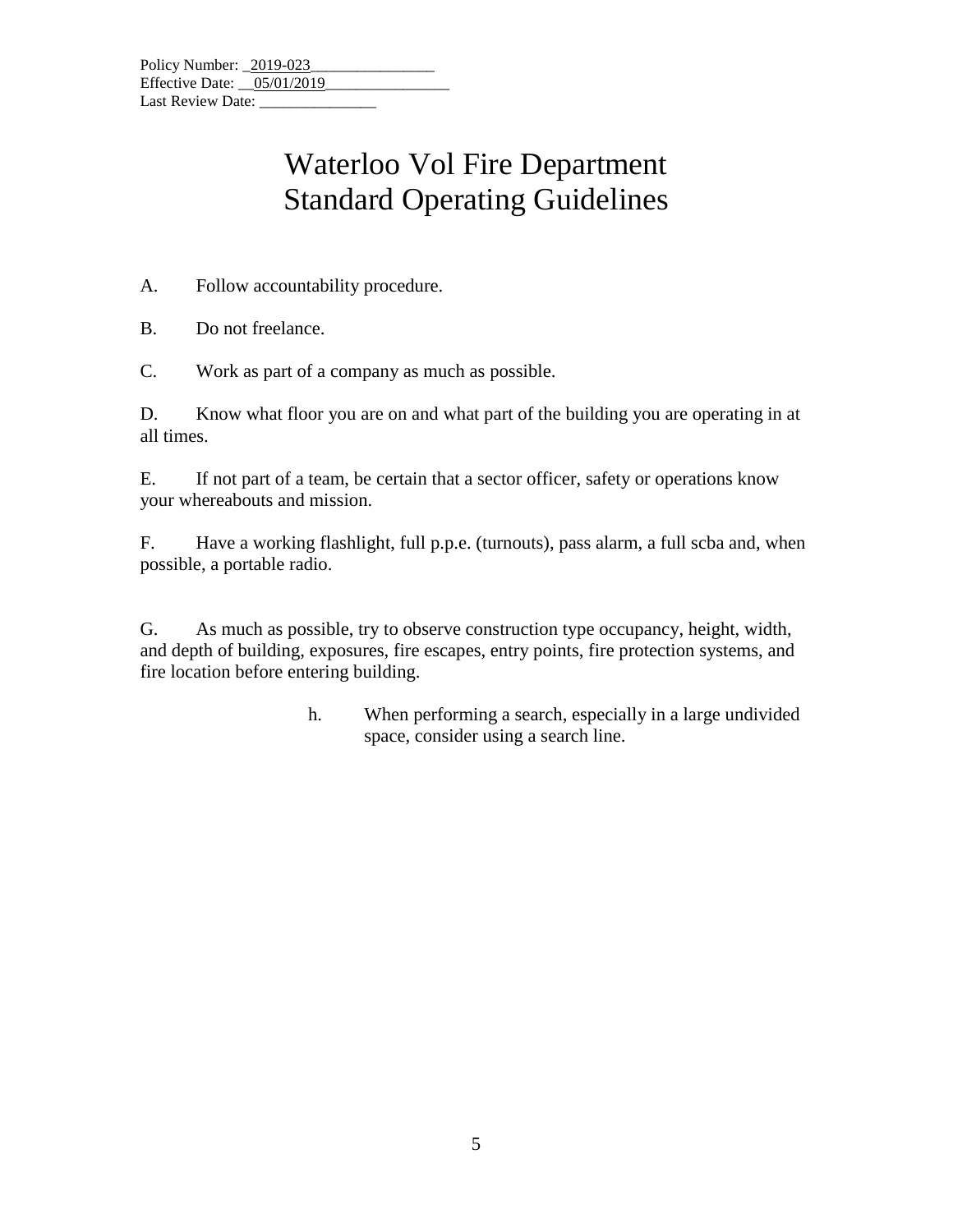Policy Number: _2019-023_______________
Effective Date: __05/01/2019_______________
Last Review Date: _______________

# Waterloo Vol Fire Department
# Standard Operating Guidelines

A. Follow accountability procedure.

B. Do not freelance.

C. Work as part of a company as much as possible.

D. Know what floor you are on and what part of the building you are operating in at all times.

E. If not part of a team, be certain that a sector officer, safety or operations know your whereabouts and mission.

F. Have a working flashlight, full p.p.e. (turnouts), pass alarm, a full scba and, when possible, a portable radio.

G. As much as possible, try to observe construction type occupancy, height, width, and depth of building, exposures, fire escapes, entry points, fire protection systems, and fire location before entering building.

h. When performing a search, especially in a large undivided space, consider using a search line.